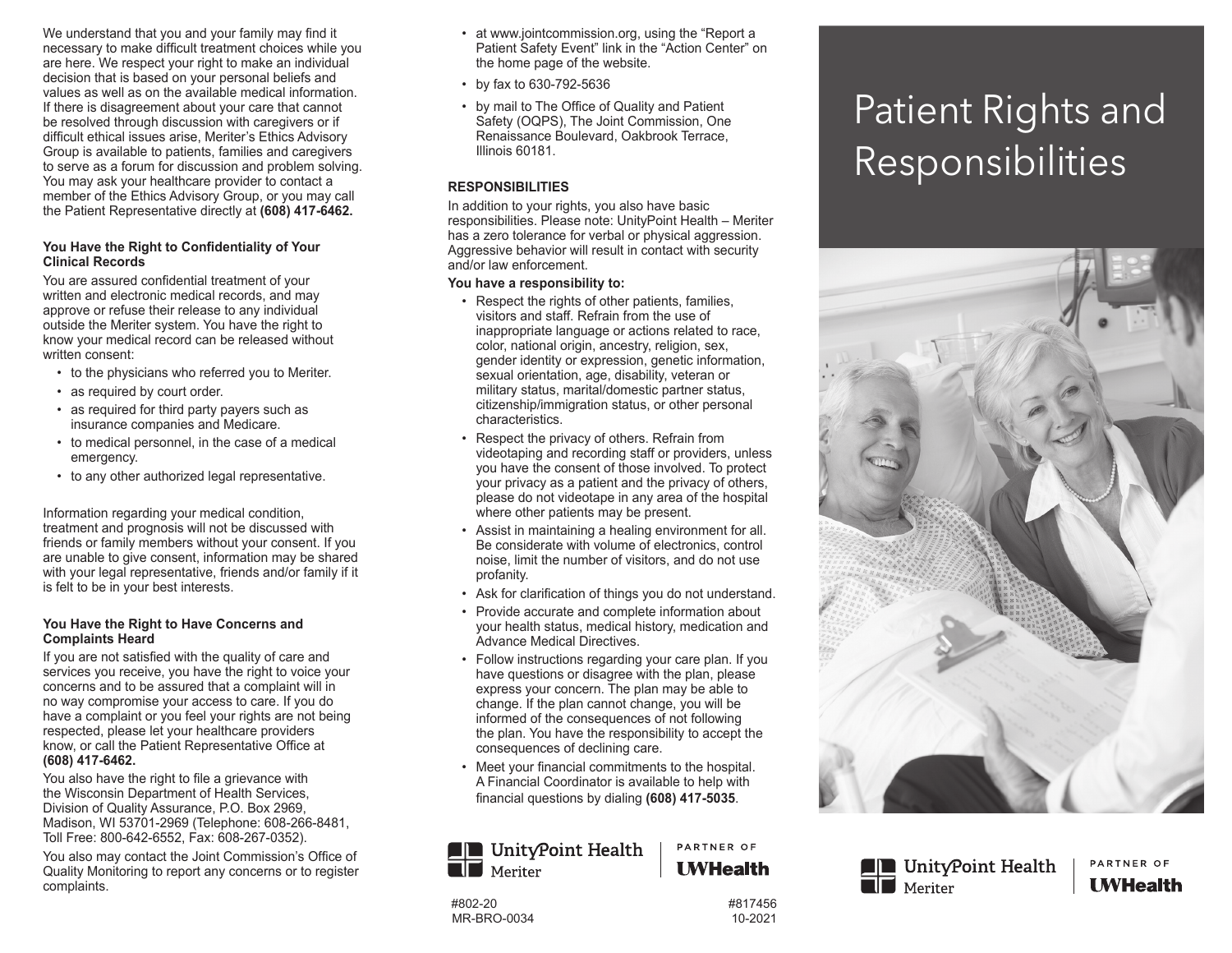We understand that you and your family may find it necessary to make difficult treatment choices while you are here. We respect your right to make an individual decision that is based on your personal beliefs and values as well as on the available medical information. If there is disagreement about your care that cannot be resolved through discussion with caregivers or if difficult ethical issues arise, Meriter's Ethics Advisory Group is available to patients, families and caregivers to serve as a forum for discussion and problem solving. You may ask your healthcare provider to contact a member of the Ethics Advisory Group, or you may call the Patient Representative directly at **(608) 417-6462.**

#### You Have the Right to Confidentiality of Your Clinical Records

You are assured confidential treatment of your written and electronic medical records, and may approve or refuse their release to any individual outside the Meriter system. You have the right to know your medical record can be released without written consent:

- to the physicians who referred you to Meriter.
- as required by court order.
- as required for third party payers such as insurance companies and Medicare.
- to medical personnel, in the case of a medical emergency.
- to any other authorized legal representative.

Information regarding your medical condition, treatment and prognosis will not be discussed with friends or family members without your consent. If you are unable to give consent, information may be shared with your legal representative, friends and/or family if it is felt to be in your best interests.

#### You Have the Right to Have Concerns and Complaints Heard

If you are not satisfied with the quality of care and services you receive, you have the right to voice your concerns and to be assured that a complaint will in no way compromise your access to care. If you do have a complaint or you feel your rights are not being respected, please let your healthcare providers know, or call the Patient Representative Office at **(608) 417-6462.**

You also have the right to file a grievance with the Wisconsin Department of Health Services, Division of Quality Assurance, P.O. Box 2969, Madison, WI 53701-2969 (Telephone: 608-266-8481, Toll Free: 800-642-6552, Fax: 608-267-0352).

You also may contact the Joint Commission's Office of Quality Monitoring to report any concerns or to register complaints.

- at www.jointcommission.org, using the "Report a Patient Safety Event" link in the "Action Center" on the home page of the website.
- by fax to 630-792-5636
- by mail to The Office of Quality and Patient Safety (OQPS), The Joint Commission, One Renaissance Boulevard, Oakbrook Terrace, Illinois 60181.

### RESPONSIBILITIES

In addition to your rights, you also have basic responsibilities. Please note: UnityPoint Health – Meriter has a zero tolerance for verbal or physical aggression. Aggressive behavior will result in contact with security and/or law enforcement.

**You have a responsibility to:**

- Respect the rights of other patients, families, visitors and staff. Refrain from the use of inappropriate language or actions related to race, color, national origin, ancestry, religion, sex, gender identity or expression, genetic information, sexual orientation, age, disability, veteran or military status, marital/domestic partner status, citizenship/immigration status, or other personal characteristics.
- Respect the privacy of others. Refrain from videotaping and recording staff or providers, unless you have the consent of those involved. To protect your privacy as a patient and the privacy of others, please do not videotape in any area of the hospital where other patients may be present.
- Assist in maintaining a healing environment for all. Be considerate with volume of electronics, control noise, limit the number of visitors, and do not use profanity.
- Ask for clarification of things you do not understand.
- Provide accurate and complete information about your health status, medical history, medication and Advance Medical Directives.
- Follow instructions regarding your care plan. If you have questions or disagree with the plan, please express your concern. The plan may be able to change. If the plan cannot change, you will be informed of the consequences of not following the plan. You have the responsibility to accept the consequences of declining care.
- Meet your financial commitments to the hospital. A Financial Coordinator is available to help with financial questions by dialing **(608) 417-5035**.

UnityPoint Health Meriter | PARTNER OF UWHealth

#802-20
MR-BRO-0034

#817456
10-2021

# Patient Rights and Responsibilities

UnityPoint Health Meriter | PARTNER OF UWHealth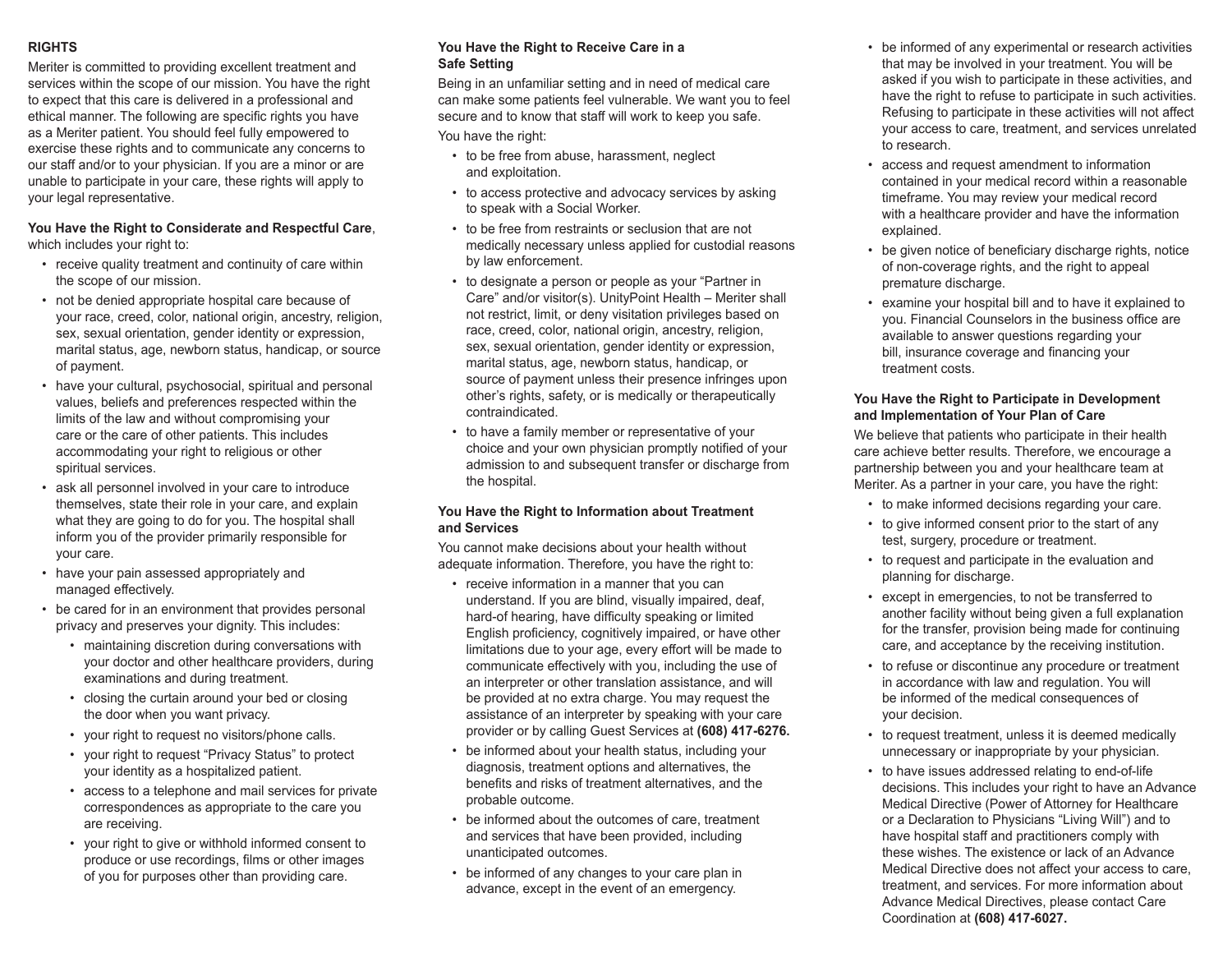## RIGHTS

Meriter is committed to providing excellent treatment and services within the scope of our mission. You have the right to expect that this care is delivered in a professional and ethical manner. The following are specific rights you have as a Meriter patient. You should feel fully empowered to exercise these rights and to communicate any concerns to our staff and/or to your physician. If you are a minor or are unable to participate in your care, these rights will apply to your legal representative.

**You Have the Right to Considerate and Respectful Care**, which includes your right to:

- receive quality treatment and continuity of care within the scope of our mission.
- not be denied appropriate hospital care because of your race, creed, color, national origin, ancestry, religion, sex, sexual orientation, gender identity or expression, marital status, age, newborn status, handicap, or source of payment.
- have your cultural, psychosocial, spiritual and personal values, beliefs and preferences respected within the limits of the law and without compromising your care or the care of other patients. This includes accommodating your right to religious or other spiritual services.
- ask all personnel involved in your care to introduce themselves, state their role in your care, and explain what they are going to do for you. The hospital shall inform you of the provider primarily responsible for your care.
- have your pain assessed appropriately and managed effectively.
- be cared for in an environment that provides personal privacy and preserves your dignity. This includes:
  - maintaining discretion during conversations with your doctor and other healthcare providers, during examinations and during treatment.
  - closing the curtain around your bed or closing the door when you want privacy.
  - your right to request no visitors/phone calls.
  - your right to request "Privacy Status" to protect your identity as a hospitalized patient.
  - access to a telephone and mail services for private correspondences as appropriate to the care you are receiving.
  - your right to give or withhold informed consent to produce or use recordings, films or other images of you for purposes other than providing care.

**You Have the Right to Receive Care in a Safe Setting**

Being in an unfamiliar setting and in need of medical care can make some patients feel vulnerable. We want you to feel secure and to know that staff will work to keep you safe.

You have the right:

- to be free from abuse, harassment, neglect and exploitation.
- to access protective and advocacy services by asking to speak with a Social Worker.
- to be free from restraints or seclusion that are not medically necessary unless applied for custodial reasons by law enforcement.
- to designate a person or people as your "Partner in Care" and/or visitor(s). UnityPoint Health – Meriter shall not restrict, limit, or deny visitation privileges based on race, creed, color, national origin, ancestry, religion, sex, sexual orientation, gender identity or expression, marital status, age, newborn status, handicap, or source of payment unless their presence infringes upon other's rights, safety, or is medically or therapeutically contraindicated.
- to have a family member or representative of your choice and your own physician promptly notified of your admission to and subsequent transfer or discharge from the hospital.

**You Have the Right to Information about Treatment and Services**

You cannot make decisions about your health without adequate information. Therefore, you have the right to:

- receive information in a manner that you can understand. If you are blind, visually impaired, deaf, hard-of hearing, have difficulty speaking or limited English proficiency, cognitively impaired, or have other limitations due to your age, every effort will be made to communicate effectively with you, including the use of an interpreter or other translation assistance, and will be provided at no extra charge. You may request the assistance of an interpreter by speaking with your care provider or by calling Guest Services at **(608) 417-6276.**
- be informed about your health status, including your diagnosis, treatment options and alternatives, the benefits and risks of treatment alternatives, and the probable outcome.
- be informed about the outcomes of care, treatment and services that have been provided, including unanticipated outcomes.
- be informed of any changes to your care plan in advance, except in the event of an emergency.
- be informed of any experimental or research activities that may be involved in your treatment. You will be asked if you wish to participate in these activities, and have the right to refuse to participate in such activities. Refusing to participate in these activities will not affect your access to care, treatment, and services unrelated to research.
- access and request amendment to information contained in your medical record within a reasonable timeframe. You may review your medical record with a healthcare provider and have the information explained.
- be given notice of beneficiary discharge rights, notice of non-coverage rights, and the right to appeal premature discharge.
- examine your hospital bill and to have it explained to you. Financial Counselors in the business office are available to answer questions regarding your bill, insurance coverage and financing your treatment costs.

**You Have the Right to Participate in Development and Implementation of Your Plan of Care**

We believe that patients who participate in their health care achieve better results. Therefore, we encourage a partnership between you and your healthcare team at Meriter. As a partner in your care, you have the right:

- to make informed decisions regarding your care.
- to give informed consent prior to the start of any test, surgery, procedure or treatment.
- to request and participate in the evaluation and planning for discharge.
- except in emergencies, to not be transferred to another facility without being given a full explanation for the transfer, provision being made for continuing care, and acceptance by the receiving institution.
- to refuse or discontinue any procedure or treatment in accordance with law and regulation. You will be informed of the medical consequences of your decision.
- to request treatment, unless it is deemed medically unnecessary or inappropriate by your physician.
- to have issues addressed relating to end-of-life decisions. This includes your right to have an Advance Medical Directive (Power of Attorney for Healthcare or a Declaration to Physicians "Living Will") and to have hospital staff and practitioners comply with these wishes. The existence or lack of an Advance Medical Directive does not affect your access to care, treatment, and services. For more information about Advance Medical Directives, please contact Care Coordination at **(608) 417-6027.**